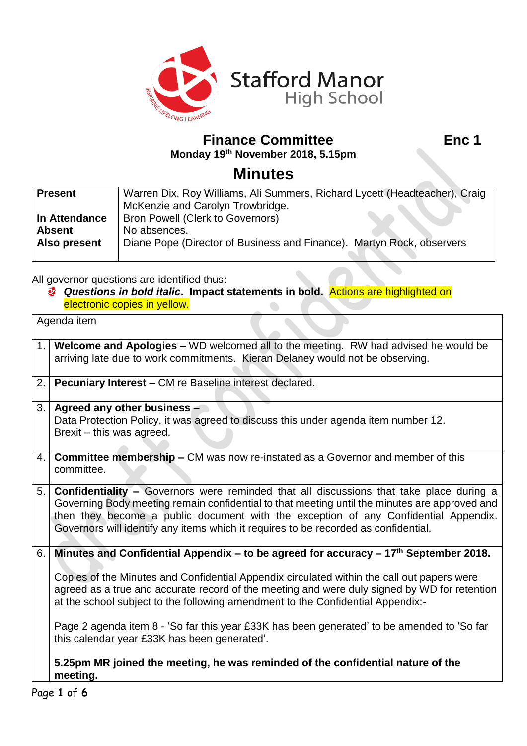Stafford Manor High School

INSPIRING LIFELONG LEARNING

## Finance Committee

**Enc 1**

**Monday 19th November 2018, 5.15pm**

# Minutes

| | |
|---|---|
| **Present** | Warren Dix, Roy Williams, Ali Summers, Richard Lycett (Headteacher), Craig McKenzie and Carolyn Trowbridge. |
| **In Attendance** | Bron Powell (Clerk to Governors) |
| **Absent** | No absences. |
| **Also present** | Diane Pope (Director of Business and Finance). Martyn Rock, observers |

All governor questions are identified thus:

- ***Questions in bold italic*. Impact statements in bold.** Actions are highlighted on electronic copies in yellow.

| | Agenda item |
|---|---|
| 1. | **Welcome and Apologies** – WD welcomed all to the meeting. RW had advised he would be arriving late due to work commitments. Kieran Delaney would not be observing. |
| 2. | **Pecuniary Interest –** CM re Baseline interest declared. |
| 3. | **Agreed any other business –**<br>Data Protection Policy, it was agreed to discuss this under agenda item number 12.<br>Brexit – this was agreed. |
| 4. | **Committee membership –** CM was now re-instated as a Governor and member of this committee. |
| 5. | **Confidentiality –** Governors were reminded that all discussions that take place during a Governing Body meeting remain confidential to that meeting until the minutes are approved and then they become a public document with the exception of any Confidential Appendix. Governors will identify any items which it requires to be recorded as confidential. |
| 6. | **Minutes and Confidential Appendix – to be agreed for accuracy – 17th September 2018.**<br><br>Copies of the Minutes and Confidential Appendix circulated within the call out papers were agreed as a true and accurate record of the meeting and were duly signed by WD for retention at the school subject to the following amendment to the Confidential Appendix:-<br><br>Page 2 agenda item 8 - 'So far this year £33K has been generated' to be amended to 'So far this calendar year £33K has been generated'.<br><br>**5.25pm MR joined the meeting, he was reminded of the confidential nature of the meeting.** |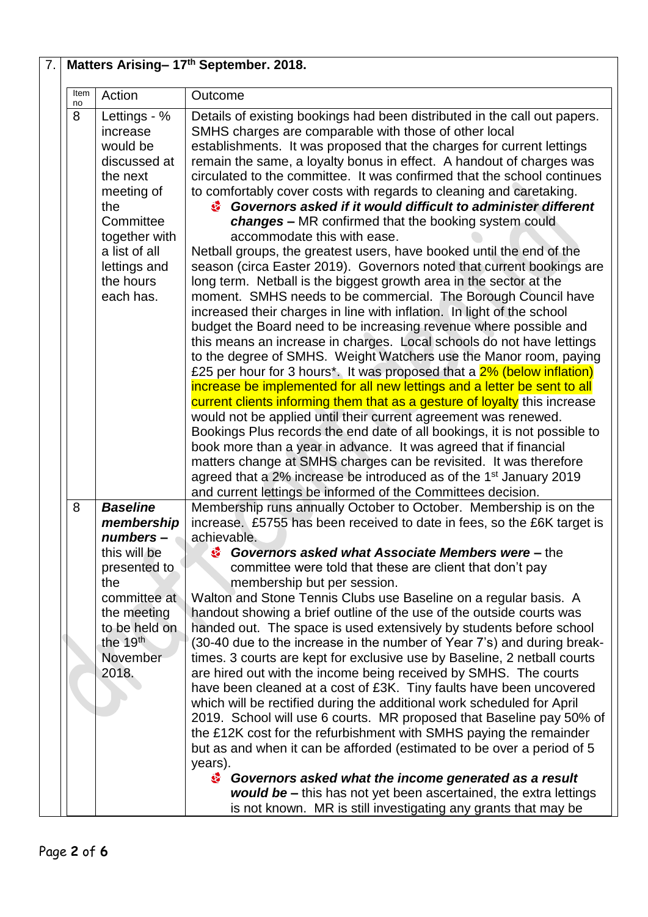| 7. | Matters Arising– 17th September. 2018. | |
|---|---|---|
| Item no | Action | Outcome |
| 8 | Lettings - % increase would be discussed at the next meeting of the Committee together with a list of all lettings and the hours each has. | Details of existing bookings had been distributed in the call out papers. SMHS charges are comparable with those of other local establishments. It was proposed that the charges for current lettings remain the same, a loyalty bonus in effect. A handout of charges was circulated to the committee. It was confirmed that the school continues to comfortably cover costs with regards to cleaning and caretaking. <br> • ***Governors asked if it would difficult to administer different changes –*** MR confirmed that the booking system could accommodate this with ease. <br> Netball groups, the greatest users, have booked until the end of the season (circa Easter 2019). Governors noted that current bookings are long term. Netball is the biggest growth area in the sector at the moment. SMHS needs to be commercial. The Borough Council have increased their charges in line with inflation. In light of the school budget the Board need to be increasing revenue where possible and this means an increase in charges. Local schools do not have lettings to the degree of SMHS. Weight Watchers use the Manor room, paying £25 per hour for 3 hours*. It was proposed that a 2% (below inflation) increase be implemented for all new lettings and a letter be sent to all current clients informing them that as a gesture of loyalty this increase would not be applied until their current agreement was renewed. Bookings Plus records the end date of all bookings, it is not possible to book more than a year in advance. It was agreed that if financial matters change at SMHS charges can be revisited. It was therefore agreed that a 2% increase be introduced as of the 1st January 2019 and current lettings be informed of the Committees decision. |
| 8 | ***Baseline membership numbers –*** this will be presented to the committee at the meeting to be held on the 19th November 2018. | Membership runs annually October to October. Membership is on the increase. £5755 has been received to date in fees, so the £6K target is achievable. <br> • ***Governors asked what Associate Members were –*** the committee were told that these are client that don't pay membership but per session. <br> Walton and Stone Tennis Clubs use Baseline on a regular basis. A handout showing a brief outline of the use of the outside courts was handed out. The space is used extensively by students before school (30-40 due to the increase in the number of Year 7's) and during break-times. 3 courts are kept for exclusive use by Baseline, 2 netball courts are hired out with the income being received by SMHS. The courts have been cleaned at a cost of £3K. Tiny faults have been uncovered which will be rectified during the additional work scheduled for April 2019. School will use 6 courts. MR proposed that Baseline pay 50% of the £12K cost for the refurbishment with SMHS paying the remainder but as and when it can be afforded (estimated to be over a period of 5 years). <br> • ***Governors asked what the income generated as a result would be –*** this has not yet been ascertained, the extra lettings is not known. MR is still investigating any grants that may be |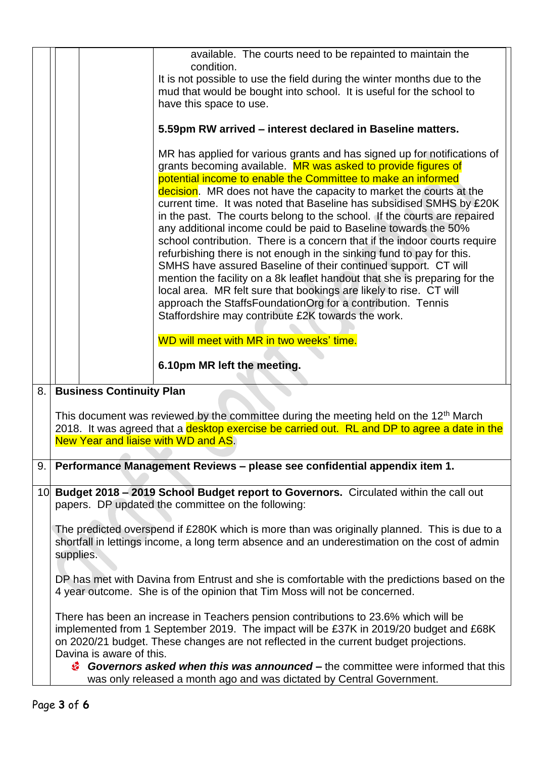available. The courts need to be repainted to maintain the condition.

It is not possible to use the field during the winter months due to the mud that would be bought into school. It is useful for the school to have this space to use.

**5.59pm RW arrived – interest declared in Baseline matters.**

MR has applied for various grants and has signed up for notifications of grants becoming available. MR was asked to provide figures of potential income to enable the Committee to make an informed decision. MR does not have the capacity to market the courts at the current time. It was noted that Baseline has subsidised SMHS by £20K in the past. The courts belong to the school. If the courts are repaired any additional income could be paid to Baseline towards the 50% school contribution. There is a concern that if the indoor courts require refurbishing there is not enough in the sinking fund to pay for this. SMHS have assured Baseline of their continued support. CT will mention the facility on a 8k leaflet handout that she is preparing for the local area. MR felt sure that bookings are likely to rise. CT will approach the StaffsFoundationOrg for a contribution. Tennis Staffordshire may contribute £2K towards the work.

WD will meet with MR in two weeks' time.

**6.10pm MR left the meeting.**

**8. Business Continuity Plan**

This document was reviewed by the committee during the meeting held on the 12th March 2018. It was agreed that a desktop exercise be carried out. RL and DP to agree a date in the New Year and liaise with WD and AS.

**9. Performance Management Reviews – please see confidential appendix item 1.**

**10. Budget 2018 – 2019 School Budget report to Governors.** Circulated within the call out papers. DP updated the committee on the following:

The predicted overspend if £280K which is more than was originally planned. This is due to a shortfall in lettings income, a long term absence and an underestimation on the cost of admin supplies.

DP has met with Davina from Entrust and she is comfortable with the predictions based on the 4 year outcome. She is of the opinion that Tim Moss will not be concerned.

There has been an increase in Teachers pension contributions to 23.6% which will be implemented from 1 September 2019. The impact will be £37K in 2019/20 budget and £68K on 2020/21 budget. These changes are not reflected in the current budget projections. Davina is aware of this.

- ***Governors asked when this was announced*** **–** the committee were informed that this was only released a month ago and was dictated by Central Government.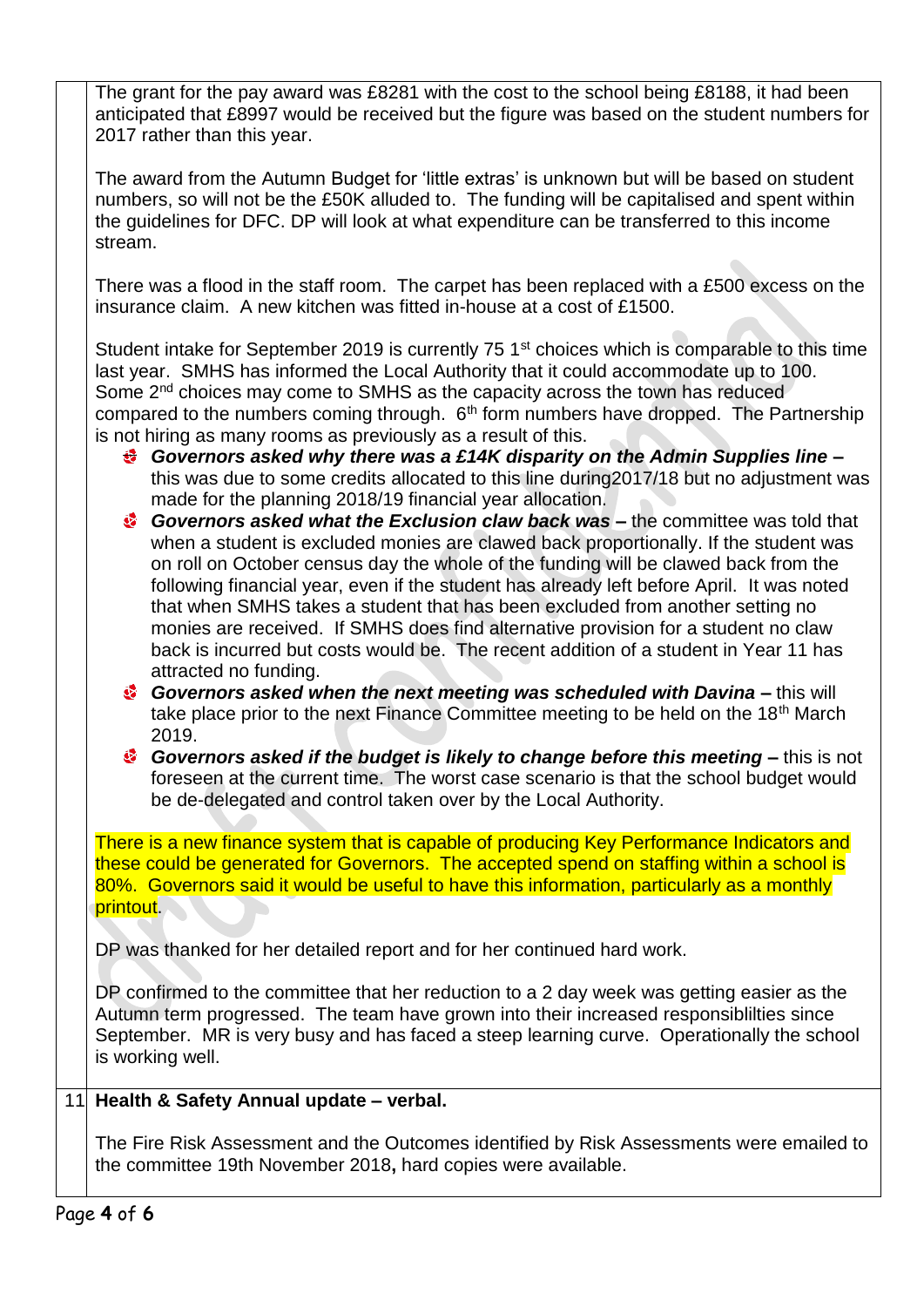The grant for the pay award was £8281 with the cost to the school being £8188, it had been anticipated that £8997 would be received but the figure was based on the student numbers for 2017 rather than this year.

The award from the Autumn Budget for 'little extras' is unknown but will be based on student numbers, so will not be the £50K alluded to. The funding will be capitalised and spent within the guidelines for DFC. DP will look at what expenditure can be transferred to this income stream.

There was a flood in the staff room. The carpet has been replaced with a £500 excess on the insurance claim. A new kitchen was fitted in-house at a cost of £1500.

Student intake for September 2019 is currently 75 1st choices which is comparable to this time last year. SMHS has informed the Local Authority that it could accommodate up to 100. Some 2nd choices may come to SMHS as the capacity across the town has reduced compared to the numbers coming through. 6th form numbers have dropped. The Partnership is not hiring as many rooms as previously as a result of this.

- ***Governors asked why there was a £14K disparity on the Admin Supplies line –*** this was due to some credits allocated to this line during2017/18 but no adjustment was made for the planning 2018/19 financial year allocation.
- ***Governors asked what the Exclusion claw back was –*** the committee was told that when a student is excluded monies are clawed back proportionally. If the student was on roll on October census day the whole of the funding will be clawed back from the following financial year, even if the student has already left before April. It was noted that when SMHS takes a student that has been excluded from another setting no monies are received. If SMHS does find alternative provision for a student no claw back is incurred but costs would be. The recent addition of a student in Year 11 has attracted no funding.
- ***Governors asked when the next meeting was scheduled with Davina –*** this will take place prior to the next Finance Committee meeting to be held on the 18th March 2019.
- ***Governors asked if the budget is likely to change before this meeting –*** this is not foreseen at the current time. The worst case scenario is that the school budget would be de-delegated and control taken over by the Local Authority.

There is a new finance system that is capable of producing Key Performance Indicators and these could be generated for Governors. The accepted spend on staffing within a school is 80%. Governors said it would be useful to have this information, particularly as a monthly printout.

DP was thanked for her detailed report and for her continued hard work.

DP confirmed to the committee that her reduction to a 2 day week was getting easier as the Autumn term progressed. The team have grown into their increased responsiblilties since September. MR is very busy and has faced a steep learning curve. Operationally the school is working well.

**11 Health & Safety Annual update – verbal.**

The Fire Risk Assessment and the Outcomes identified by Risk Assessments were emailed to the committee 19th November 2018**,** hard copies were available.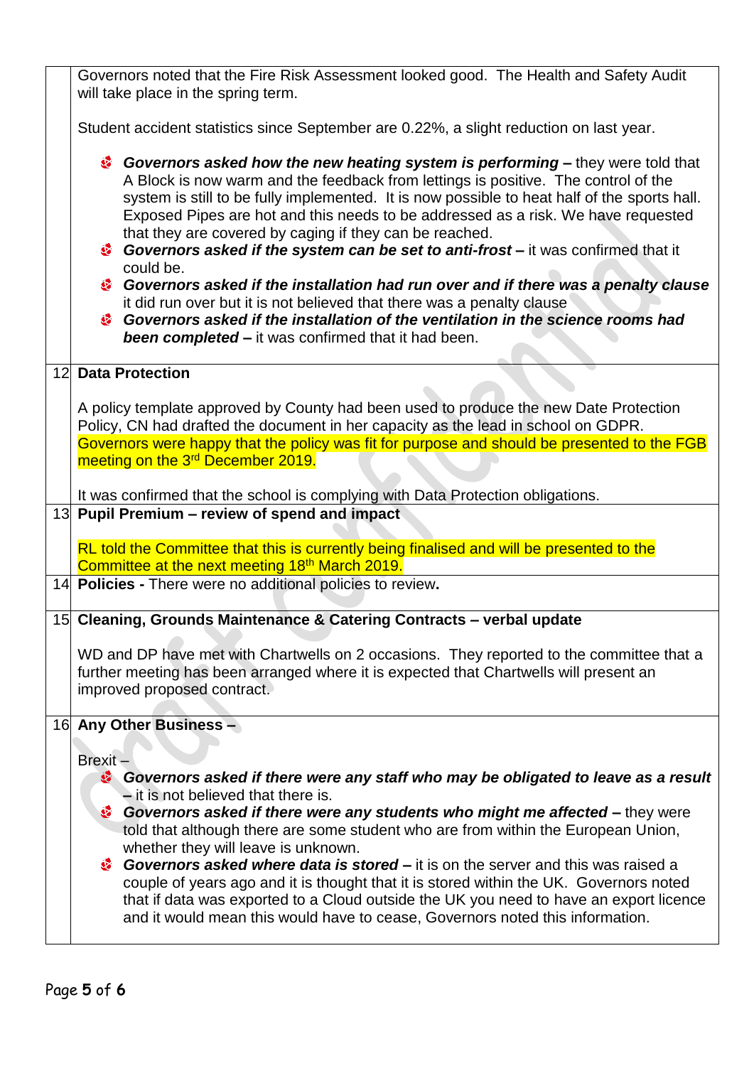| | |
|---|---|
| | Governors noted that the Fire Risk Assessment looked good. The Health and Safety Audit will take place in the spring term.<br><br>Student accident statistics since September are 0.22%, a slight reduction on last year.<br><br>- ***Governors asked how the new heating system is performing* –** they were told that A Block is now warm and the feedback from lettings is positive. The control of the system is still to be fully implemented. It is now possible to heat half of the sports hall. Exposed Pipes are hot and this needs to be addressed as a risk. We have requested that they are covered by caging if they can be reached.<br>- ***Governors asked if the system can be set to anti-frost* –** it was confirmed that it could be.<br>- ***Governors asked if the installation had run over and if there was a penalty clause*** it did run over but it is not believed that there was a penalty clause<br>- ***Governors asked if the installation of the ventilation in the science rooms had been completed* –** it was confirmed that it had been. |
| 12 | **Data Protection**<br><br>A policy template approved by County had been used to produce the new Date Protection Policy, CN had drafted the document in her capacity as the lead in school on GDPR. Governors were happy that the policy was fit for purpose and should be presented to the FGB meeting on the 3rd December 2019.<br><br>It was confirmed that the school is complying with Data Protection obligations. |
| 13 | **Pupil Premium – review of spend and impact**<br><br>RL told the Committee that this is currently being finalised and will be presented to the Committee at the next meeting 18th March 2019. |
| 14 | **Policies -** There were no additional policies to review**.** |
| 15 | **Cleaning, Grounds Maintenance & Catering Contracts – verbal update**<br><br>WD and DP have met with Chartwells on 2 occasions. They reported to the committee that a further meeting has been arranged where it is expected that Chartwells will present an improved proposed contract. |
| 16 | **Any Other Business –**<br><br>Brexit –<br>- ***Governors asked if there were any staff who may be obligated to leave as a result* –** it is not believed that there is.<br>- ***Governors asked if there were any students who might me affected* –** they were told that although there are some student who are from within the European Union, whether they will leave is unknown.<br>- ***Governors asked where data is stored* –** it is on the server and this was raised a couple of years ago and it is thought that it is stored within the UK. Governors noted that if data was exported to a Cloud outside the UK you need to have an export licence and it would mean this would have to cease, Governors noted this information. |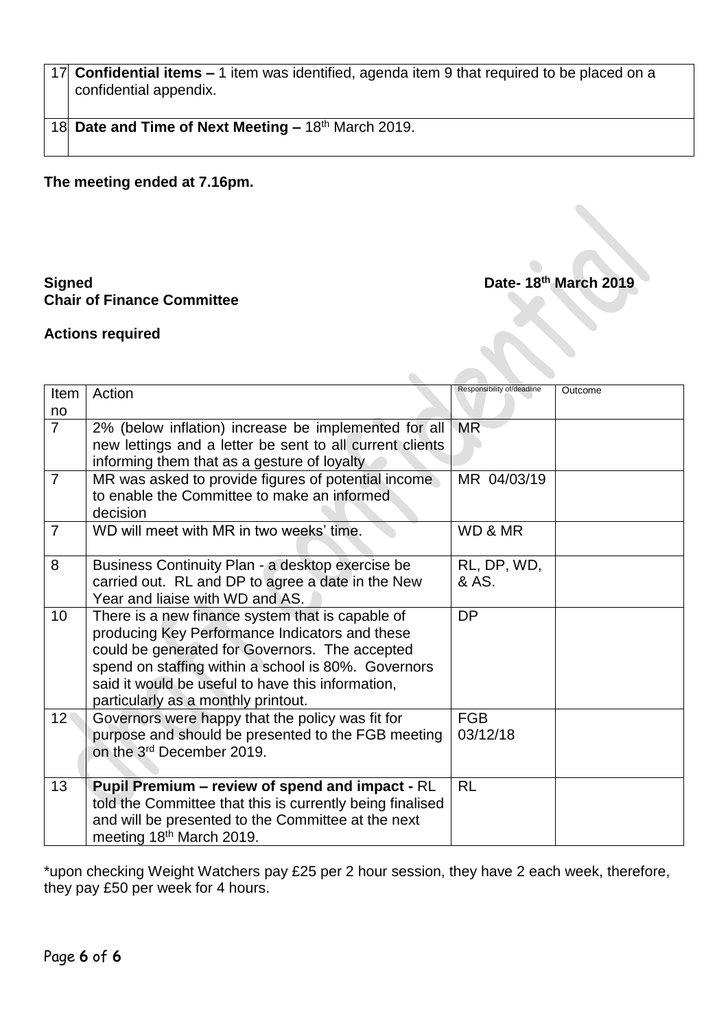| | |
|---|---|
| 17 | **Confidential items –** 1 item was identified, agenda item 9 that required to be placed on a confidential appendix. |
| 18 | **Date and Time of Next Meeting –** 18th March 2019. |

**The meeting ended at 7.16pm.**

**Signed** **Date- 18th March 2019**
**Chair of Finance Committee**

**Actions required**

| Item no | Action | Responsibility of/deadline | Outcome |
|---|---|---|---|
| 7 | 2% (below inflation) increase be implemented for all new lettings and a letter be sent to all current clients informing them that as a gesture of loyalty | MR | |
| 7 | MR was asked to provide figures of potential income to enable the Committee to make an informed decision | MR 04/03/19 | |
| 7 | WD will meet with MR in two weeks' time. | WD & MR | |
| 8 | Business Continuity Plan - a desktop exercise be carried out. RL and DP to agree a date in the New Year and liaise with WD and AS. | RL, DP, WD, & AS. | |
| 10 | There is a new finance system that is capable of producing Key Performance Indicators and these could be generated for Governors. The accepted spend on staffing within a school is 80%. Governors said it would be useful to have this information, particularly as a monthly printout. | DP | |
| 12 | Governors were happy that the policy was fit for purpose and should be presented to the FGB meeting on the 3rd December 2019. | FGB 03/12/18 | |
| 13 | **Pupil Premium – review of spend and impact -** RL told the Committee that this is currently being finalised and will be presented to the Committee at the next meeting 18th March 2019. | RL | |

*upon checking Weight Watchers pay £25 per 2 hour session, they have 2 each week, therefore, they pay £50 per week for 4 hours.